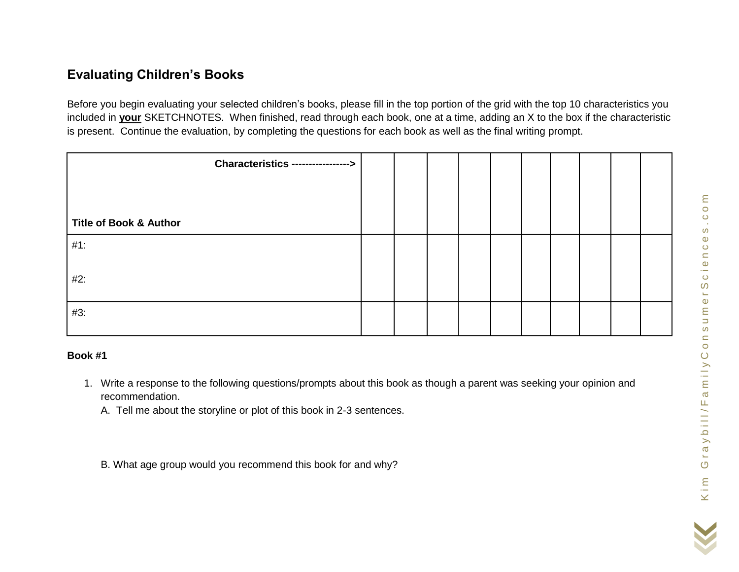## Evaluating Children's Books

Before you begin evaluating your selected children's books, please fill in the top portion of the grid with the top 10 characteristics you included in **your** SKETCHNOTES. When finished, read through each book, one at a time, adding an X to the box if the characteristic is present. Continue the evaluation, by completing the questions for each book as well as the final writing prompt.

| **Characteristics ----------------->** <br><br> **Title of Book & Author** | | | | | | | | | | |
|---|---|---|---|---|---|---|---|---|---|---|
| #1: | | | | | | | | | | |
| #2: | | | | | | | | | | |
| #3: | | | | | | | | | | |

**Book #1**

1. Write a response to the following questions/prompts about this book as though a parent was seeking your opinion and recommendation.

   A. Tell me about the storyline or plot of this book in 2-3 sentences.

   B. What age group would you recommend this book for and why?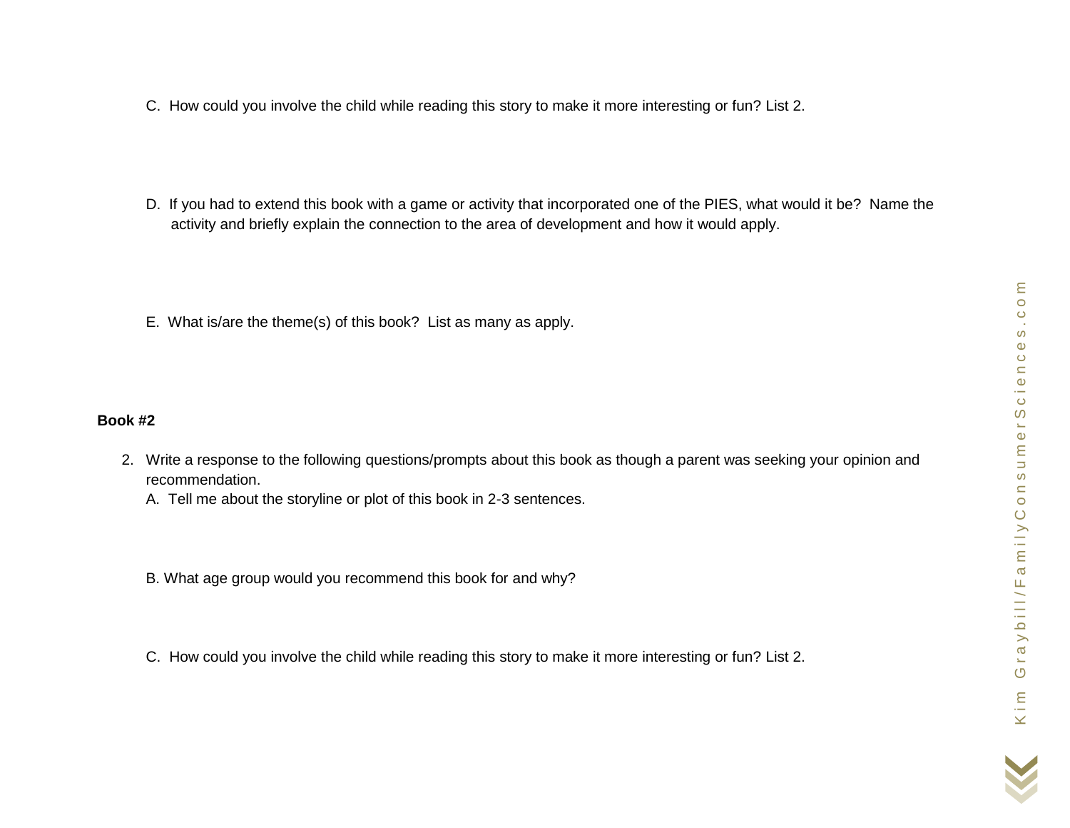C. How could you involve the child while reading this story to make it more interesting or fun? List 2.

D. If you had to extend this book with a game or activity that incorporated one of the PIES, what would it be? Name the activity and briefly explain the connection to the area of development and how it would apply.

E. What is/are the theme(s) of this book? List as many as apply.

**Book #2**

2. Write a response to the following questions/prompts about this book as though a parent was seeking your opinion and recommendation.

   A. Tell me about the storyline or plot of this book in 2-3 sentences.

   B. What age group would you recommend this book for and why?

   C. How could you involve the child while reading this story to make it more interesting or fun? List 2.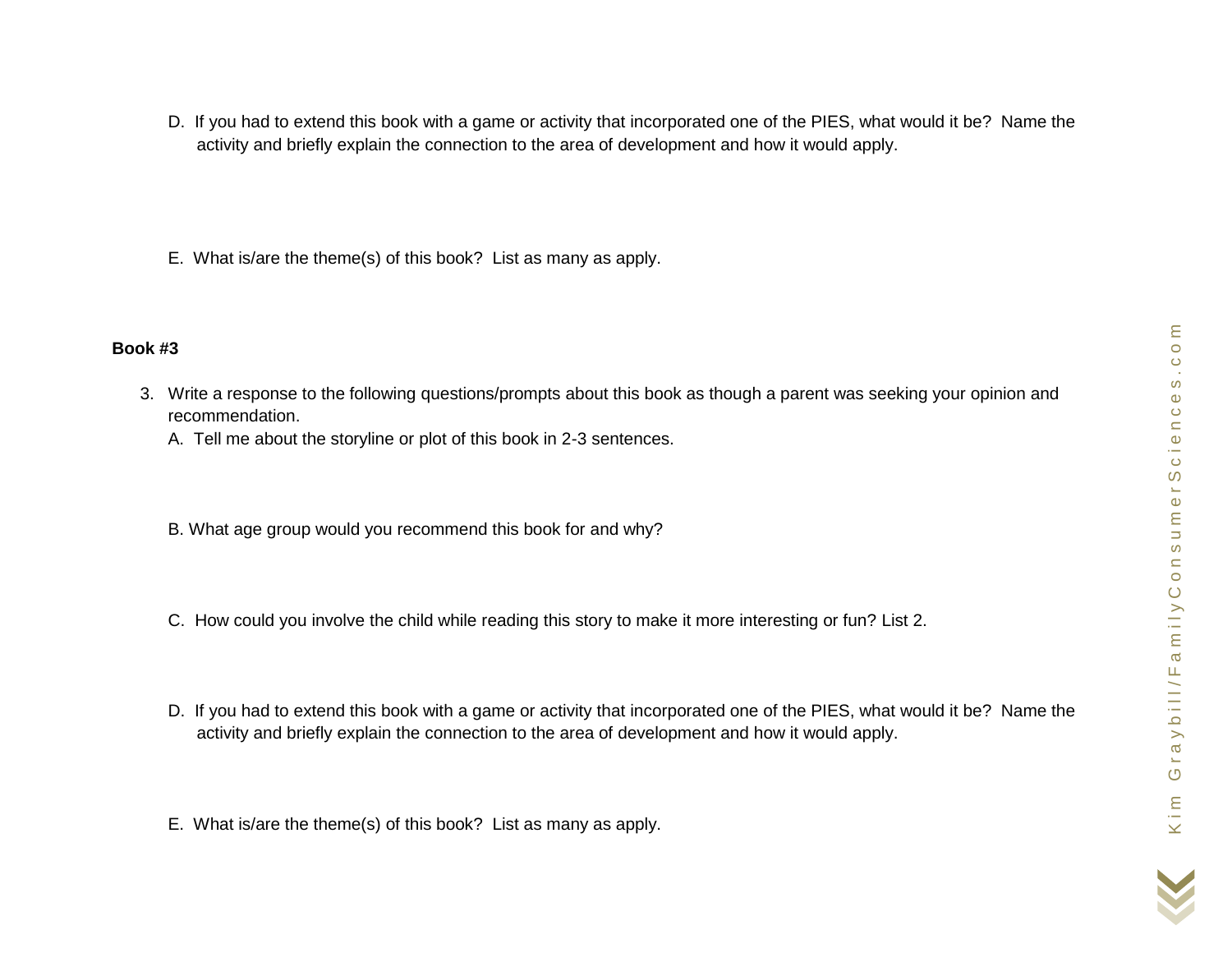D. If you had to extend this book with a game or activity that incorporated one of the PIES, what would it be? Name the activity and briefly explain the connection to the area of development and how it would apply.

E. What is/are the theme(s) of this book? List as many as apply.

**Book #3**

3. Write a response to the following questions/prompts about this book as though a parent was seeking your opinion and recommendation.

   A. Tell me about the storyline or plot of this book in 2-3 sentences.

   B. What age group would you recommend this book for and why?

   C. How could you involve the child while reading this story to make it more interesting or fun? List 2.

   D. If you had to extend this book with a game or activity that incorporated one of the PIES, what would it be? Name the activity and briefly explain the connection to the area of development and how it would apply.

   E. What is/are the theme(s) of this book? List as many as apply.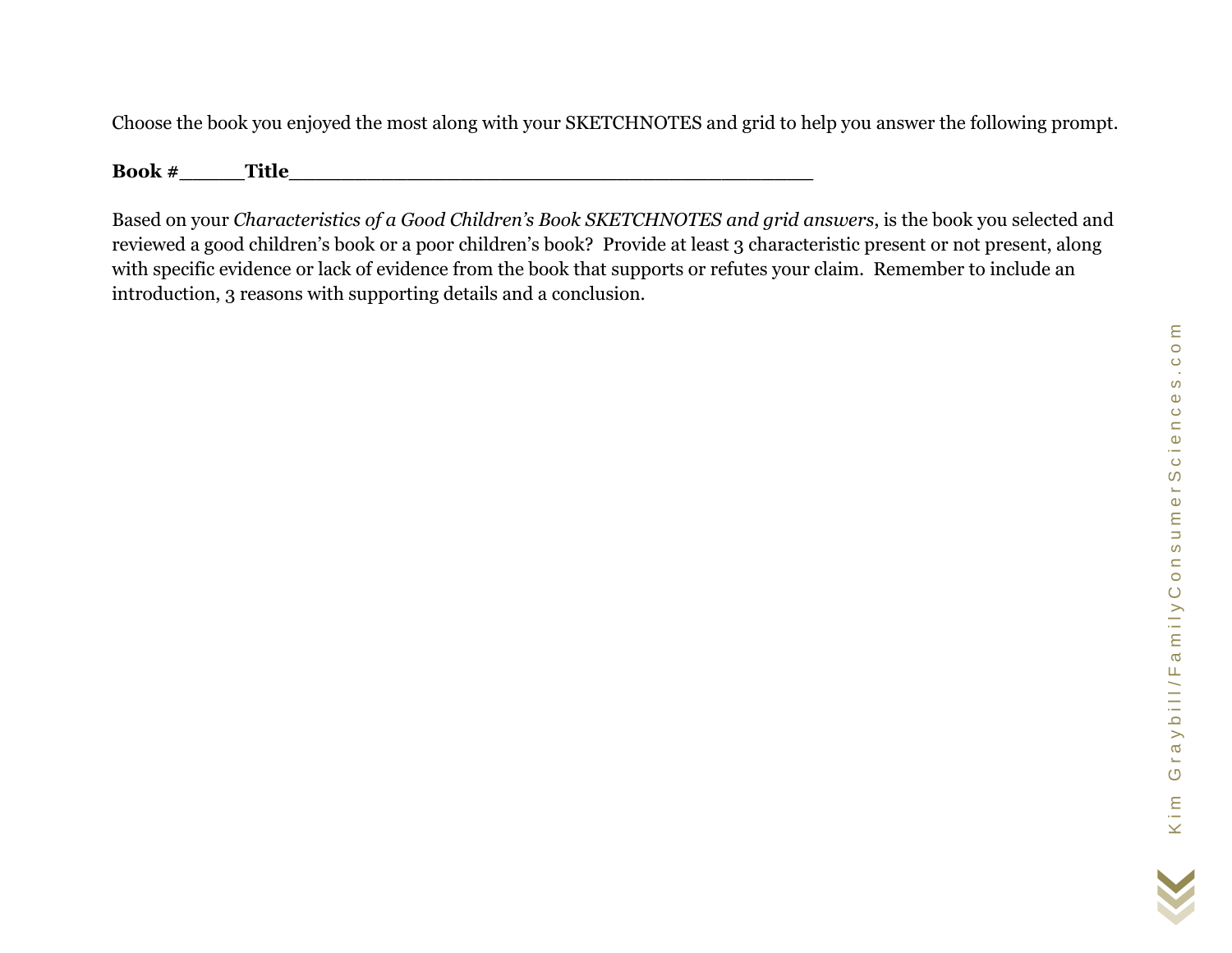Choose the book you enjoyed the most along with your SKETCHNOTES and grid to help you answer the following prompt.

**Book #_____Title_________________________________________**

Based on your *Characteristics of a Good Children's Book SKETCHNOTES and grid answers*, is the book you selected and reviewed a good children's book or a poor children's book? Provide at least 3 characteristic present or not present, along with specific evidence or lack of evidence from the book that supports or refutes your claim. Remember to include an introduction, 3 reasons with supporting details and a conclusion.